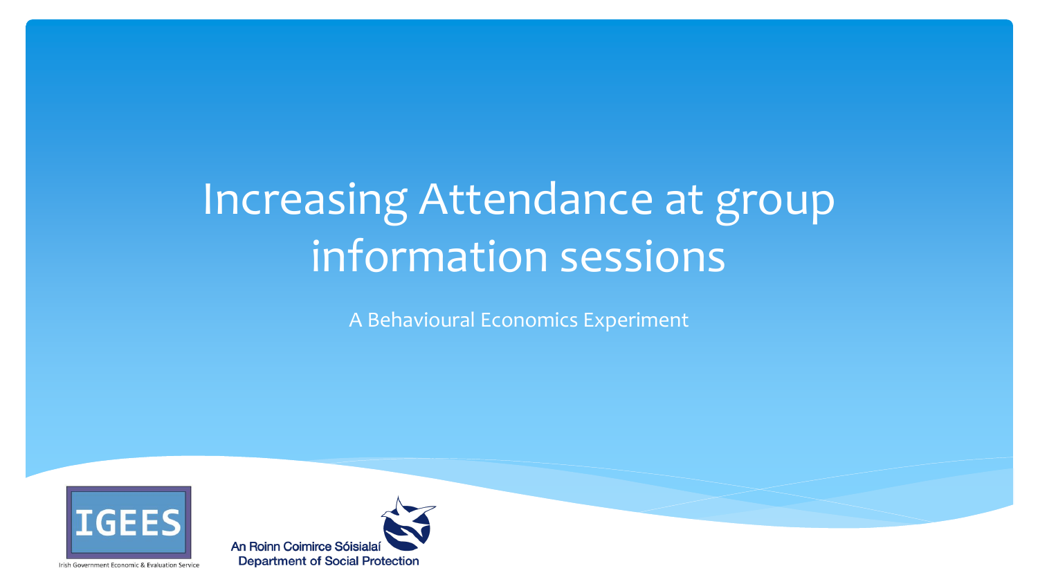# Increasing Attendance at group information sessions

A Behavioural Economics Experiment

IGEES

Irish Government Economic & Evaluation Service

An Roinn Coimirce Sóisialaí
Department of Social Protection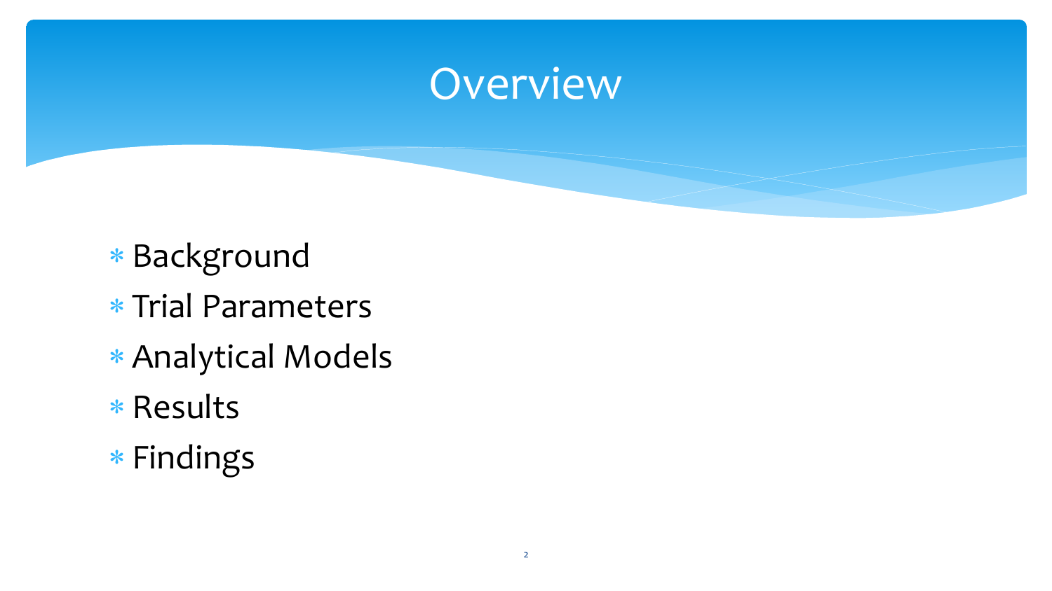# Overview

- Background
- Trial Parameters
- Analytical Models
- Results
- Findings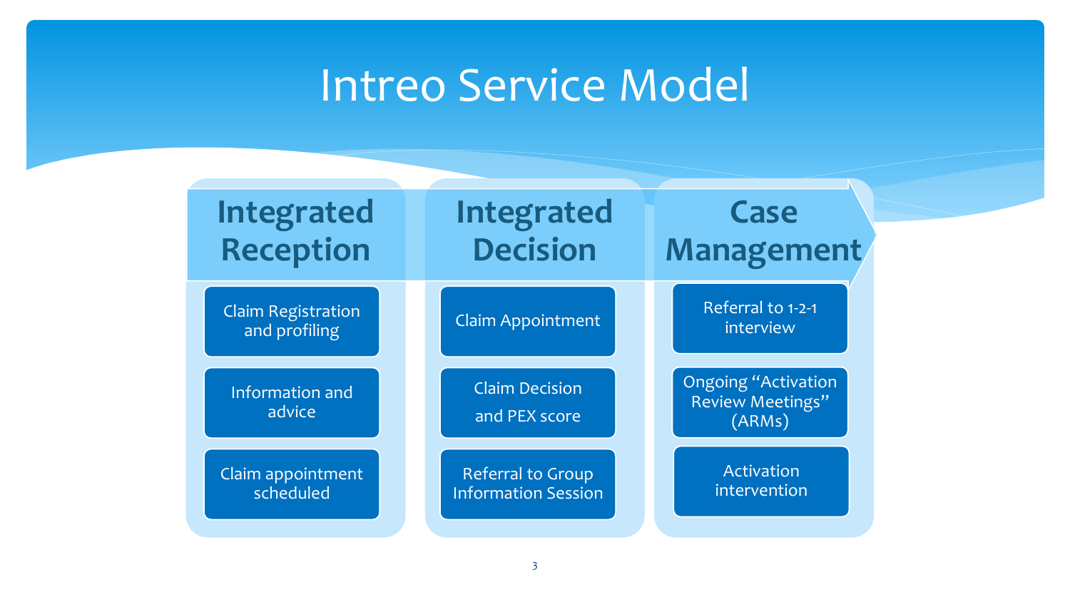# Intreo Service Model

## Integrated Reception

- Claim Registration and profiling
- Information and advice
- Claim appointment scheduled

## Integrated Decision

- Claim Appointment
- Claim Decision and PEX score
- Referral to Group Information Session

## Case Management

- Referral to 1-2-1 interview
- Ongoing "Activation Review Meetings" (ARMs)
- Activation intervention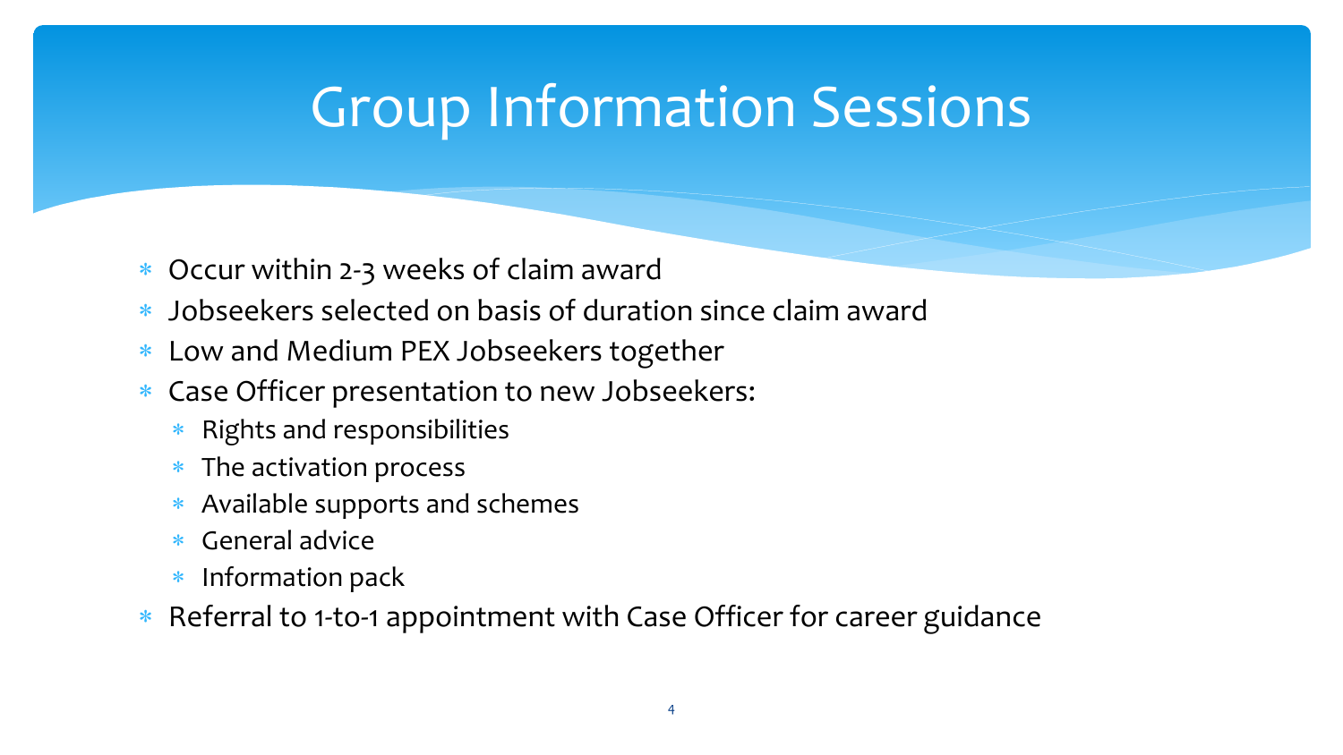# Group Information Sessions

- Occur within 2-3 weeks of claim award
- Jobseekers selected on basis of duration since claim award
- Low and Medium PEX Jobseekers together
- Case Officer presentation to new Jobseekers:
  - Rights and responsibilities
  - The activation process
  - Available supports and schemes
  - General advice
  - Information pack
- Referral to 1-to-1 appointment with Case Officer for career guidance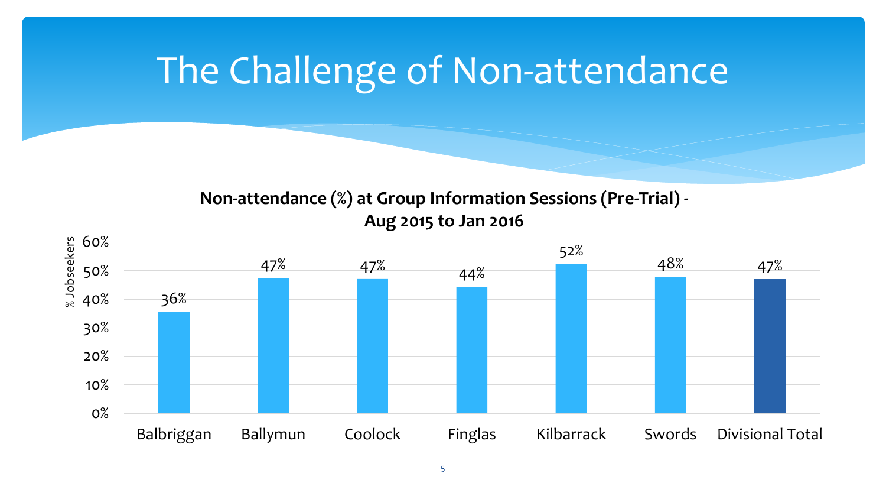# The Challenge of Non-attendance

**Non-attendance (%) at Group Information Sessions (Pre-Trial) - Aug 2015 to Jan 2016**

| Office | % Jobseekers |
| --- | --- |
| Balbriggan | 36% |
| Ballymun | 47% |
| Coolock | 47% |
| Finglas | 44% |
| Kilbarrack | 52% |
| Swords | 48% |
| Divisional Total | 47% |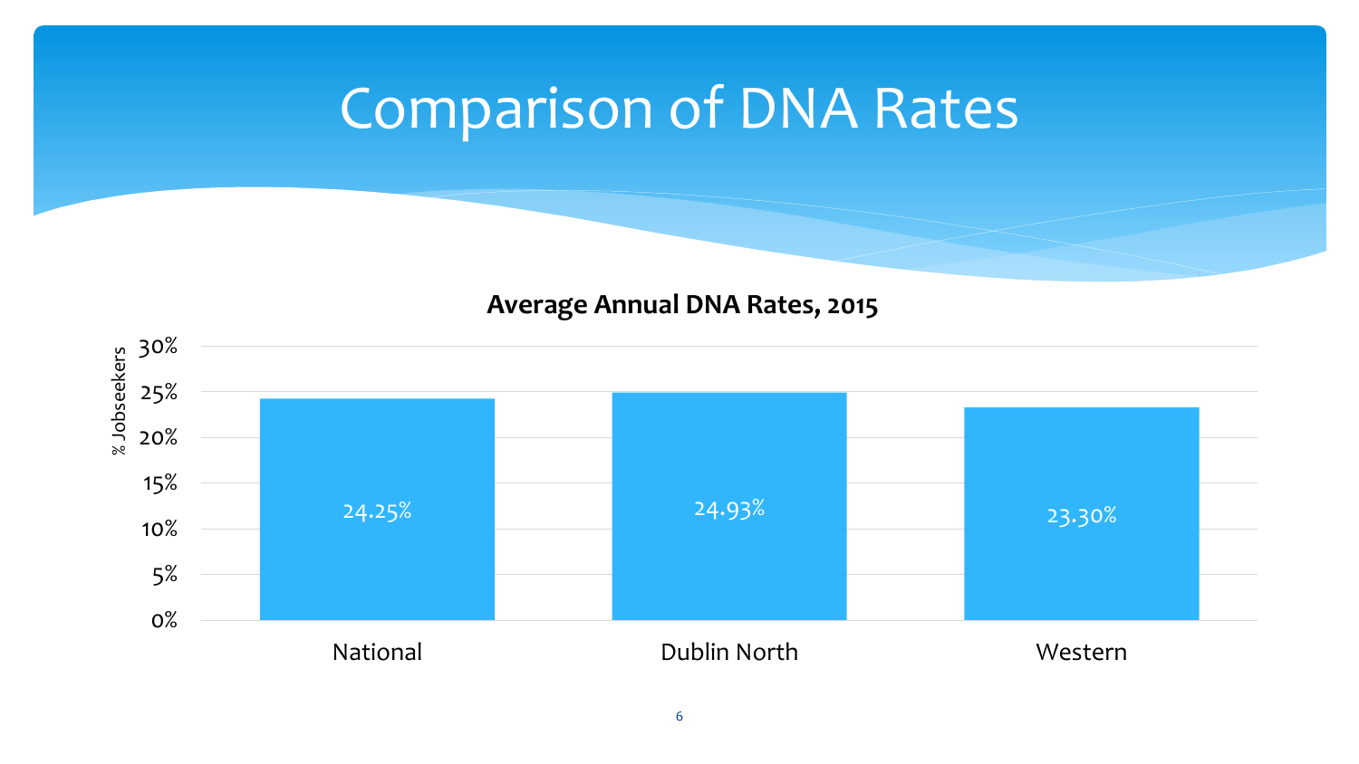# Comparison of DNA Rates

**Average Annual DNA Rates, 2015**

| | % Jobseekers |
|---|---|
| National | 24.25% |
| Dublin North | 24.93% |
| Western | 23.30% |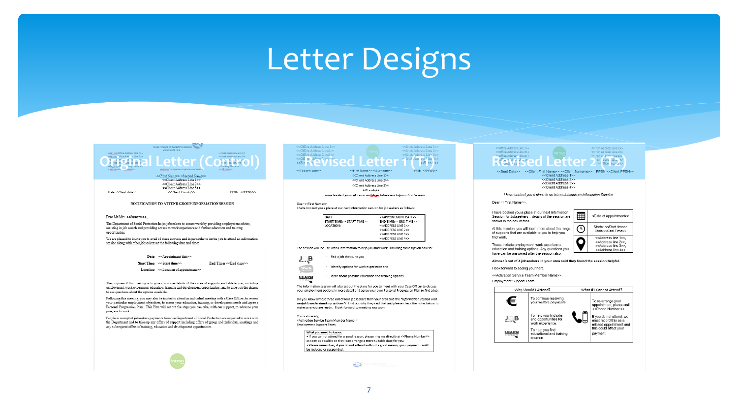# Letter Designs

## Original Letter (Control)

<<First Name>> <<Second Name>>
<<Client Address Line 1>>
<<Client Address Line 2>>
<<Client Address Line 3>>
<<Client County>>

Date: <<Sent date>> PPSN: <<PPSN>>

NOTIFICATION TO ATTEND GROUP INFORMATION SESSION

Dear Mr/Mrs. <<Surname>>,

The Department of Social Protection helps jobseekers to secure work by providing employment advice, assisting in job search and providing access to work experience and further education and training opportunities.

We are pleased to invite you to avail of these services and in particular to invite you to attend an information session along with other jobseekers at the following date and time:

Date: <<Appointment date>>
Start Time: <<Start time>> End Time: <<End time>>
Location: <<Location of appointment>>

The purpose of this meeting is to give you some details of the range of supports available to you, including employment, work experience, education, training and development opportunities, and to give you the chance to ask questions about the options available.

Following this meeting, you may also be invited to attend an individual meeting with a Case Officer, to review your particular employment objectives, to assess your education, training, or development needs and agree a Personal Progression Plan. This Plan will set out the steps you can take, with our support, to advance your progress to work.

People in receipt of jobseekers payments from the Department of Social Protection are expected to work with the Department and to take-up any offers of support including offers of group and individual meetings and any subsequent offers of training, education and development opportunities.

## Revised Letter 1 (T1)

<<Today's date>> <<First Name>> <<Surname>> PPSN: <<PPSN>>
<<Client Address Line 1>>,
<<Client Address Line 2>>,
<<Client Address Line 3>>,
<<County>>

*I have booked you a place on an Intreo Jobseekers Information Session*

Dear <<First Name>>,
I have booked you a place at our next information session for jobseekers as follows:

| DATE: | <<APPOINTMENT DATE>> |
|---|---|
| START TIME: <<START TIME>> | END TIME: <<END TIME>> |
| LOCATION: | <<ADDRESS LINE 1>> <<ADDRESS LINE 2>> <<ADDRESS LINE 3>> <<ADDRESS LINE 4>> |

The session will include useful information to help you find work, including some tips on how to:

- find a job that suits you
- identify options for work experience and
- learn about possible education and training options

The information session will also set out the plans for you to meet with your Case Officer to discuss your employment options in more detail and agree your own Personal Progression Plan to find a job.

Do you know almost three out of four jobseekers from your area said the *"information session was useful to understand my options"*? Find out why they said that and please check the notes below to make sure you are ready. I look forward to meeting you soon.

Yours sincerely,
<Activation Service Team Member Name>
Employment Support Team

What you need to know:
• If you cannot attend for a good reason, please ring me directly at <<Phone Number>> as soon as possible so that I can arrange a more suitable date for you.
• **Please remember, if you do not attend without a good reason, your payment could be reduced or suspended.**

## Revised Letter 2 (T2)

<<Sent Date>> <<Client First Name>> <<Client Surname>> PPSN <<Client PPSN>>
<<Client Address 1>>
<<Client Address 2>>
<<Client Address 3>>
<<Client Address 4>>

*I have booked you a place in an Intreo Jobseekers Information Session*

Dear <<First Name>>,

I have booked you a place at our next Information Session for Jobseekers – details of the session are shown in the box across.

At this session, you will learn more about the range of supports that are available to you to help you find work.

These include employment, work experience, education and training options. Any questions you have can be answered after the session also.

<Date of appointment>
Starts: <<Start time>> Ends: <<End Time>>
<<Address line 1>>, <<Address line 2>>, <<Address line 3>>, <<Address line 4>>

**Almost 3 out of 4 jobseekers in your area said they found the session helpful.**

I look forward to seeing you there,

<<Activation Service Team Member Name>>,
Employment Support Team

| Why Should I Attend? | What If I Cannot Attend? |
|---|---|
| To continue receiving your welfare payments | To re-arrange your appointment, please call <<Phone Number >>. |
| To help you find jobs and opportunities for work experience. | If you do not attend, we must record this as a missed appointment and this could affect your payment. |
| To help you find educational and training courses | |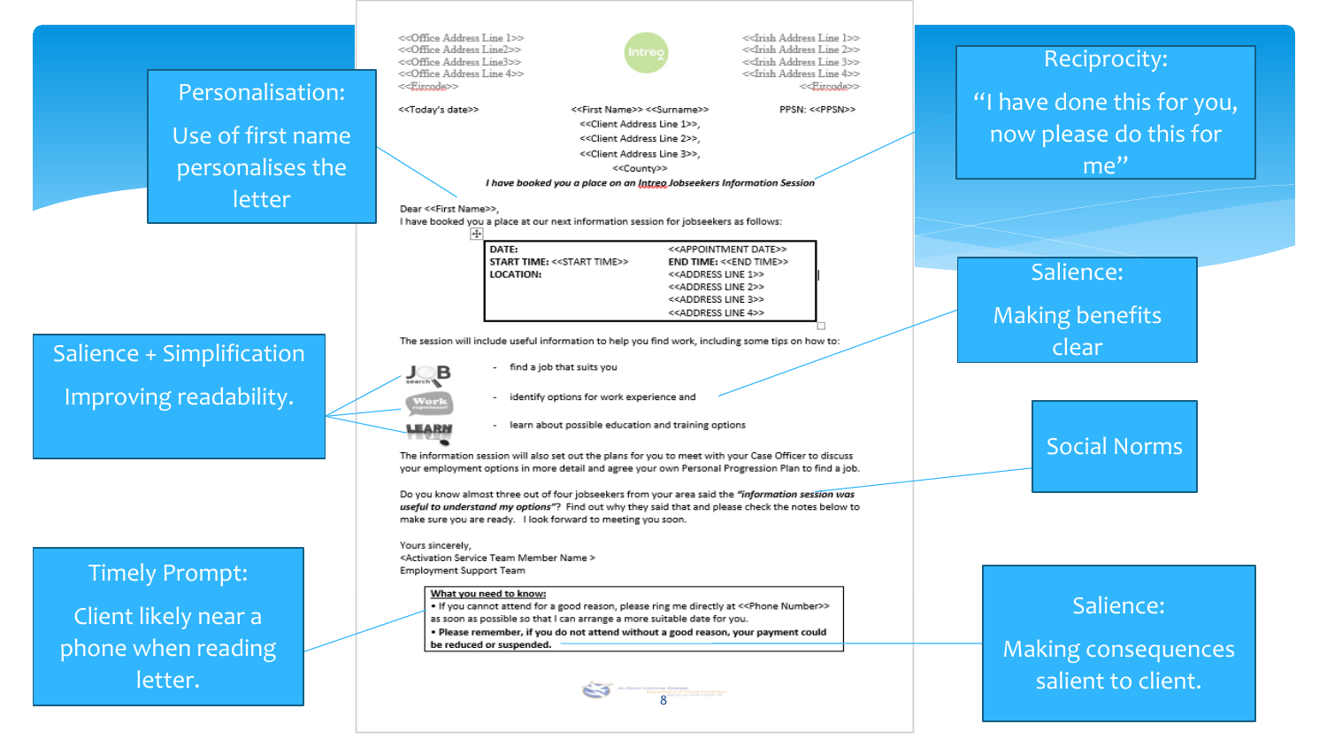Personalisation:

Use of first name personalises the letter

Reciprocity:

"I have done this for you, now please do this for me"

Salience + Simplification

Improving readability.

Salience:

Making benefits clear

Social Norms

Timely Prompt:

Client likely near a phone when reading letter.

Salience:

Making consequences salient to client.

<<Office Address Line 1>>
<<Office Address Line2>>
<<Office Address Line3>>
<<Office Address Line 4>>
<<Eircode>>

Intreo

<<Irish Address Line 1>>
<<Irish Address Line 2>>
<<Irish Address Line 3>>
<<Irish Address Line 4>>
<<Eircode>>

<<Today's date>>

<<First Name>> <<Surname>>
<<Client Address Line 1>>,
<<Client Address Line 2>>,
<<Client Address Line 3>>,
<<County>>

PPSN: <<PPSN>>

***I have booked you a place on an Intreo Jobseekers Information Session***

Dear <<First Name>>,
I have booked you a place at our next information session for jobseekers as follows:

| | |
|---|---|
| **DATE:** | <<APPOINTMENT DATE>> |
| **START TIME:** <<START TIME>> | **END TIME:** <<END TIME>> |
| **LOCATION:** | <<ADDRESS LINE 1>><br><<ADDRESS LINE 2>><br><<ADDRESS LINE 3>><br><<ADDRESS LINE 4>> |

The session will include useful information to help you find work, including some tips on how to:

- find a job that suits you
- identify options for work experience and
- learn about possible education and training options

The information session will also set out the plans for you to meet with your Case Officer to discuss your employment options in more detail and agree your own Personal Progression Plan to find a job.

Do you know almost three out of four jobseekers from your area said the ***"information session was useful to understand my options"***? Find out why they said that and please check the notes below to make sure you are ready. I look forward to meeting you soon.

Yours sincerely,
<Activation Service Team Member Name >
Employment Support Team

**What you need to know:**

- If you cannot attend for a good reason, please ring me directly at <<Phone Number>> as soon as possible so that I can arrange a more suitable date for you.
- **Please remember, if you do not attend without a good reason, your payment could be reduced or suspended.**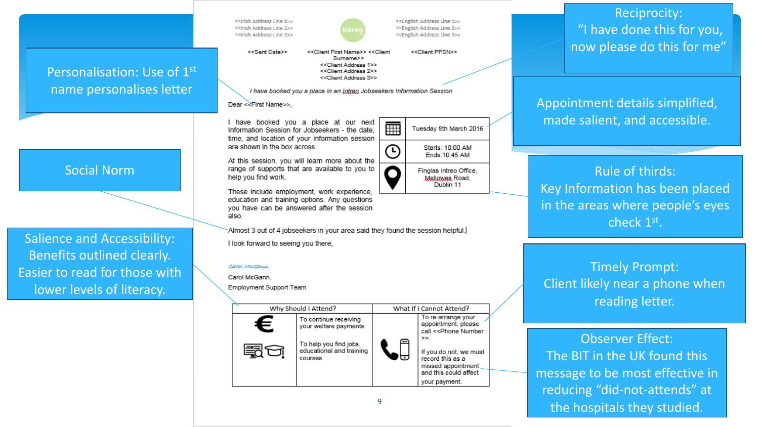Personalisation: Use of 1st name personalises letter

Reciprocity: "I have done this for you, now please do this for me"

Appointment details simplified, made salient, and accessible.

Social Norm

Rule of thirds: Key Information has been placed in the areas where people's eyes check 1st.

Salience and Accessibility: Benefits outlined clearly. Easier to read for those with lower levels of literacy.

Timely Prompt: Client likely near a phone when reading letter.

Observer Effect: The BIT in the UK found this message to be most effective in reducing "did-not-attends" at the hospitals they studied.

<<Irish Address Line 1>>
<<Irish Address Line 2>>
<<Irish Address Line 3>>

Intreo

<<English Address Line 1>>
<<English Address Line 2>>
<<English Address Line 3>>

<<Sent Date>> <<Client First Name>> <<Client Surname>> <<Client PPSN>>
<<Client Address 1>>
<<Client Address 2>>
<<Client Address 3>>

*I have booked you a place in an Intreo Jobseekers Information Session*

Dear <<First Name>>,

I have booked you a place at our next Information Session for Jobseekers - the date, time, and location of your information session are shown in the box across.

| | |
|---|---|
| 📅 | Tuesday 8th March 2016 |
| 🕒 | Starts: 10:00 AM<br>Ends: 10:45 AM |
| 📍 | Finglas Intreo Office, Mellowes Road, Dublin 11 |

At this session, you will learn more about the range of supports that are available to you to help you find work.

These include employment, work experience, education and training options. Any questions you have can be answered after the session also.

Almost 3 out of 4 jobseekers in your area said they found the session helpful.

I look forward to seeing you there,

*Carol McGann*

Carol McGann,
Employment Support Team

| Why Should I Attend? | | What If I Cannot Attend? | |
|---|---|---|---|
| € | To continue receiving your welfare payments | 📞 | To re-arrange your appointment, please call <<Phone Number>>. |
| | To help you find jobs, educational and training courses. | | If you do not, we must record this as a missed appointment and this could affect your payment. |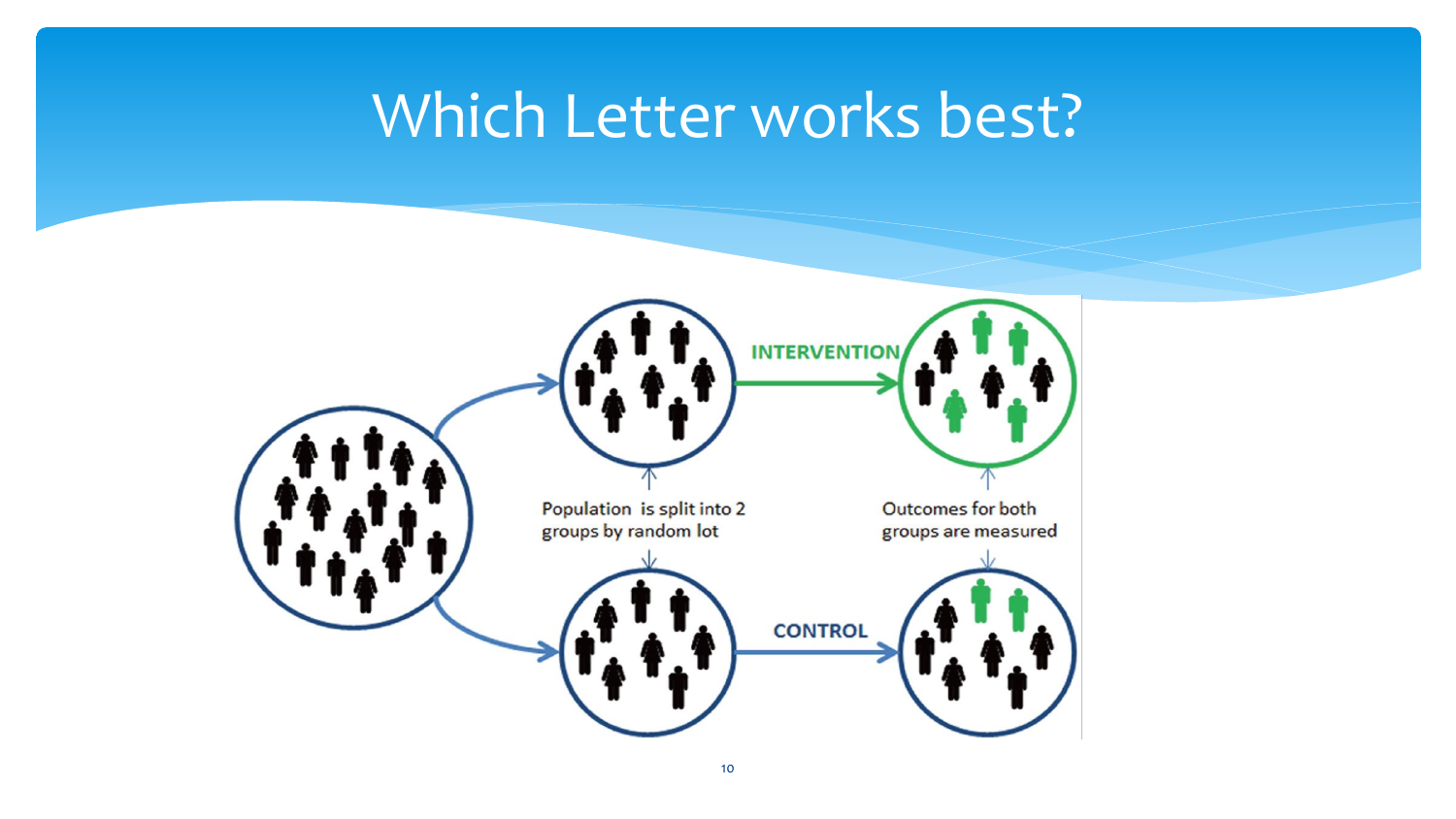# Which Letter works best?

INTERVENTION

Population is split into 2 groups by random lot

Outcomes for both groups are measured

CONTROL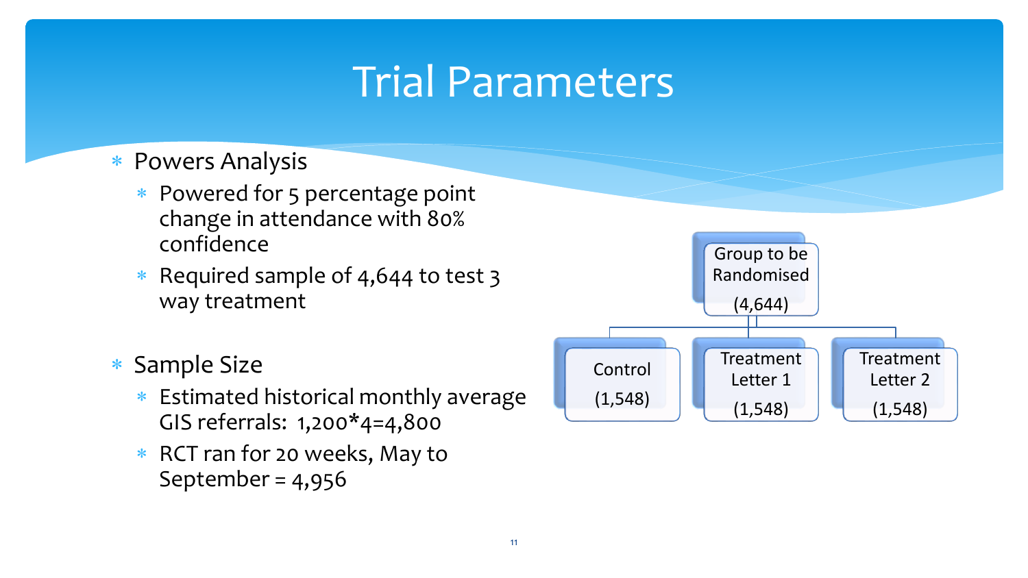# Trial Parameters

- Powers Analysis
  - Powered for 5 percentage point change in attendance with 80% confidence
  - Required sample of 4,644 to test 3 way treatment

- Sample Size
  - Estimated historical monthly average GIS referrals: 1,200*4=4,800
  - RCT ran for 20 weeks, May to September = 4,956

Group to be Randomised (4,644)

- Control (1,548)
- Treatment Letter 1 (1,548)
- Treatment Letter 2 (1,548)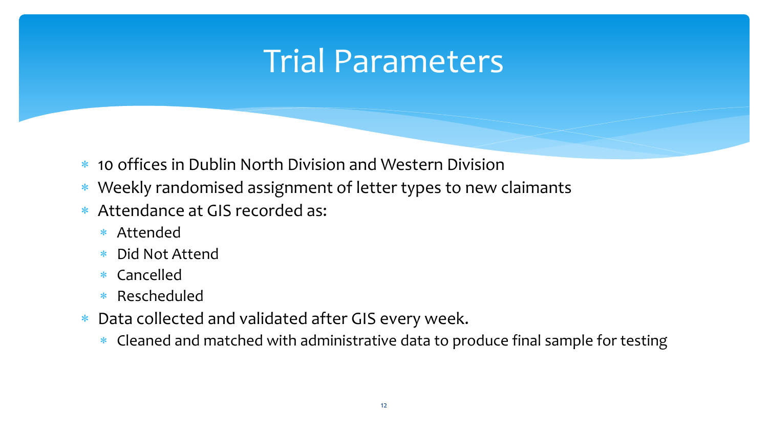# Trial Parameters

- 10 offices in Dublin North Division and Western Division
- Weekly randomised assignment of letter types to new claimants
- Attendance at GIS recorded as:
  - Attended
  - Did Not Attend
  - Cancelled
  - Rescheduled
- Data collected and validated after GIS every week.
  - Cleaned and matched with administrative data to produce final sample for testing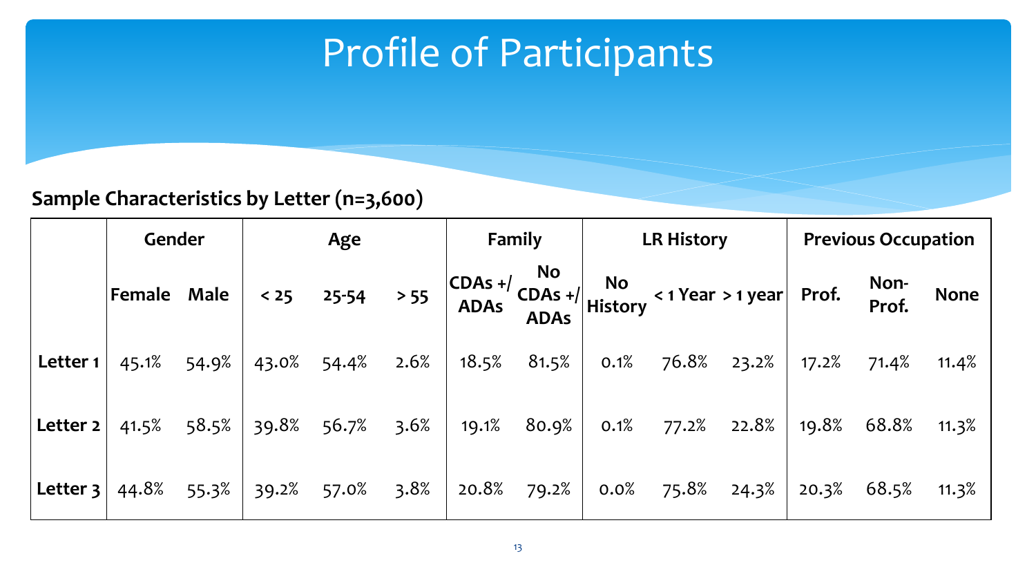# Profile of Participants

**Sample Characteristics by Letter (n=3,600)**

| | Gender | | Age | | | Family | | LR History | | | Previous Occupation | | |
|---|---|---|---|---|---|---|---|---|---|---|---|---|---|
| | Female | Male | < 25 | 25-54 | > 55 | CDAs +/ ADAs | No CDAs +/ ADAs | No History | < 1 Year | > 1 year | Prof. | Non-Prof. | None |
| **Letter 1** | 45.1% | 54.9% | 43.0% | 54.4% | 2.6% | 18.5% | 81.5% | 0.1% | 76.8% | 23.2% | 17.2% | 71.4% | 11.4% |
| **Letter 2** | 41.5% | 58.5% | 39.8% | 56.7% | 3.6% | 19.1% | 80.9% | 0.1% | 77.2% | 22.8% | 19.8% | 68.8% | 11.3% |
| **Letter 3** | 44.8% | 55.3% | 39.2% | 57.0% | 3.8% | 20.8% | 79.2% | 0.0% | 75.8% | 24.3% | 20.3% | 68.5% | 11.3% |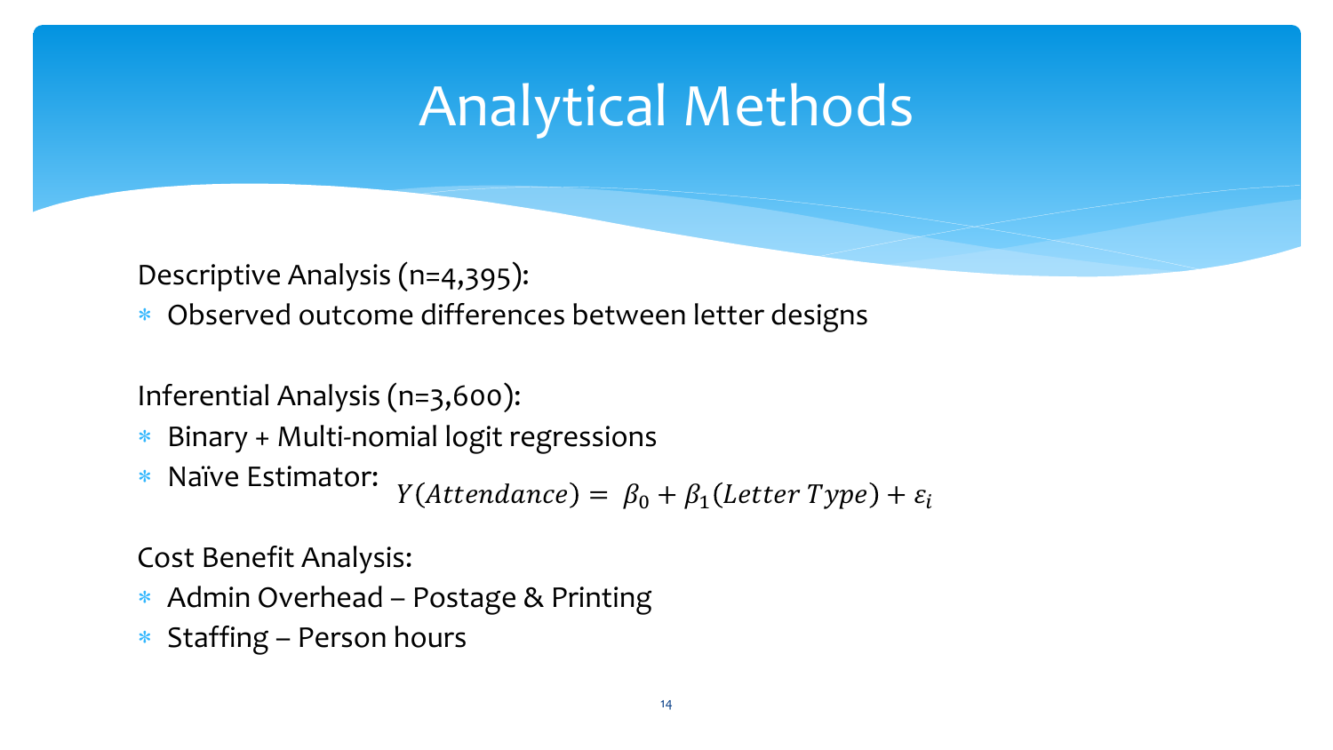# Analytical Methods

Descriptive Analysis (n=4,395):

- Observed outcome differences between letter designs

Inferential Analysis (n=3,600):

- Binary + Multi-nomial logit regressions
- Naïve Estimator: $Y(Attendance) = \beta_0 + \beta_1(Letter\ Type) + \varepsilon_i$

Cost Benefit Analysis:

- Admin Overhead – Postage & Printing
- Staffing – Person hours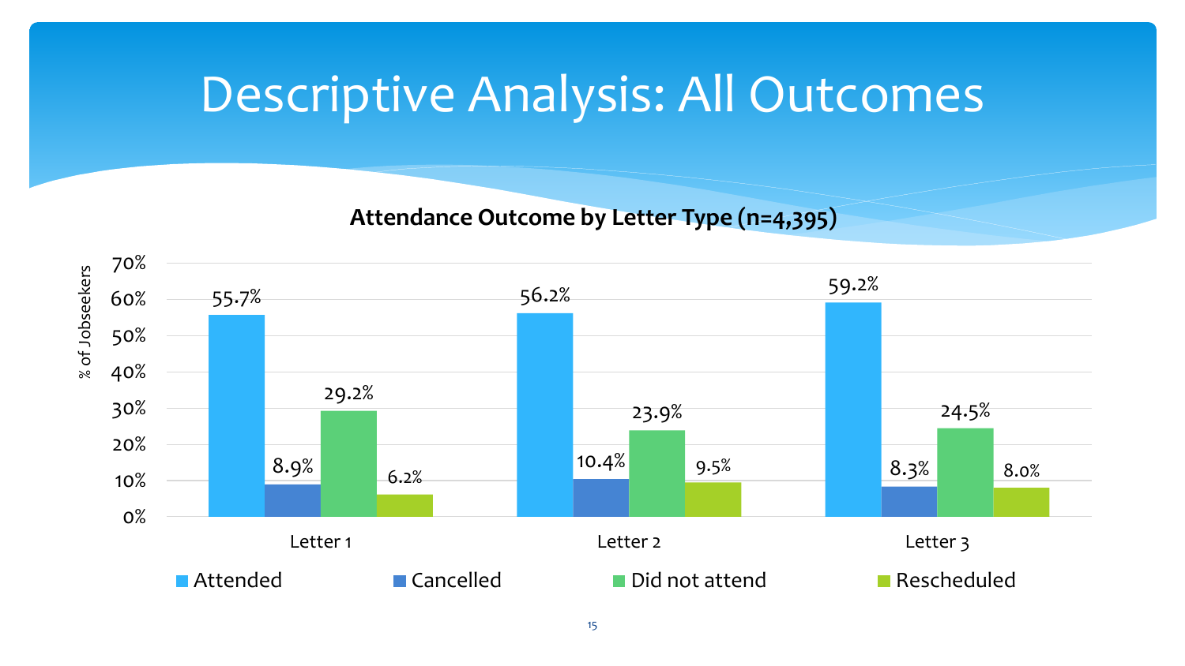# Descriptive Analysis: All Outcomes

**Attendance Outcome by Letter Type (n=4,395)**

| % of Jobseekers | Attended | Cancelled | Did not attend | Rescheduled |
|---|---|---|---|---|
| Letter 1 | 55.7% | 8.9% | 29.2% | 6.2% |
| Letter 2 | 56.2% | 10.4% | 23.9% | 9.5% |
| Letter 3 | 59.2% | 8.3% | 24.5% | 8.0% |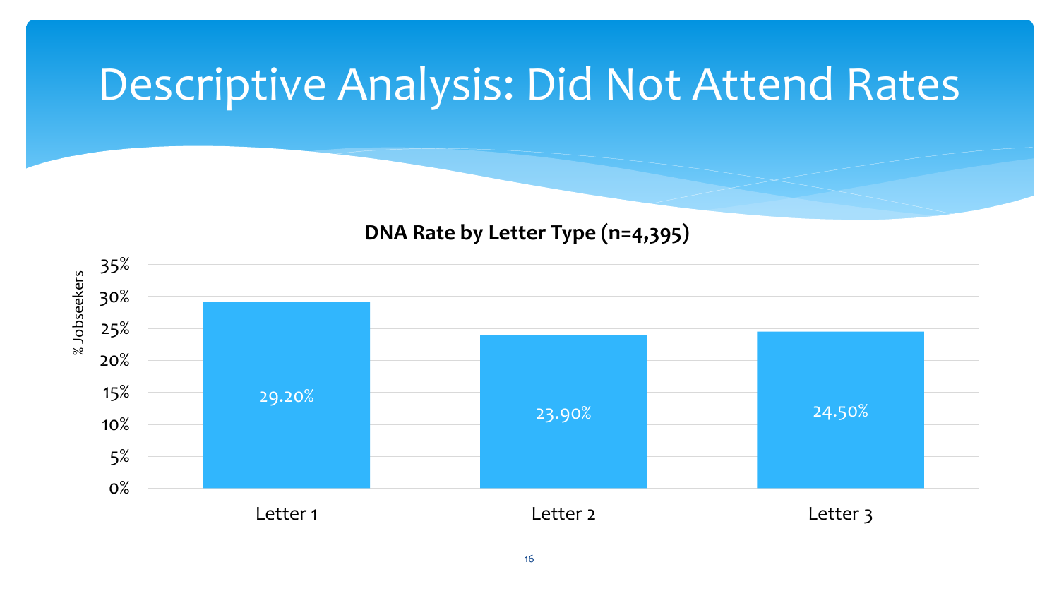# Descriptive Analysis: Did Not Attend Rates

**DNA Rate by Letter Type (n=4,395)**

| Letter Type | % Jobseekers |
|---|---|
| Letter 1 | 29.20% |
| Letter 2 | 23.90% |
| Letter 3 | 24.50% |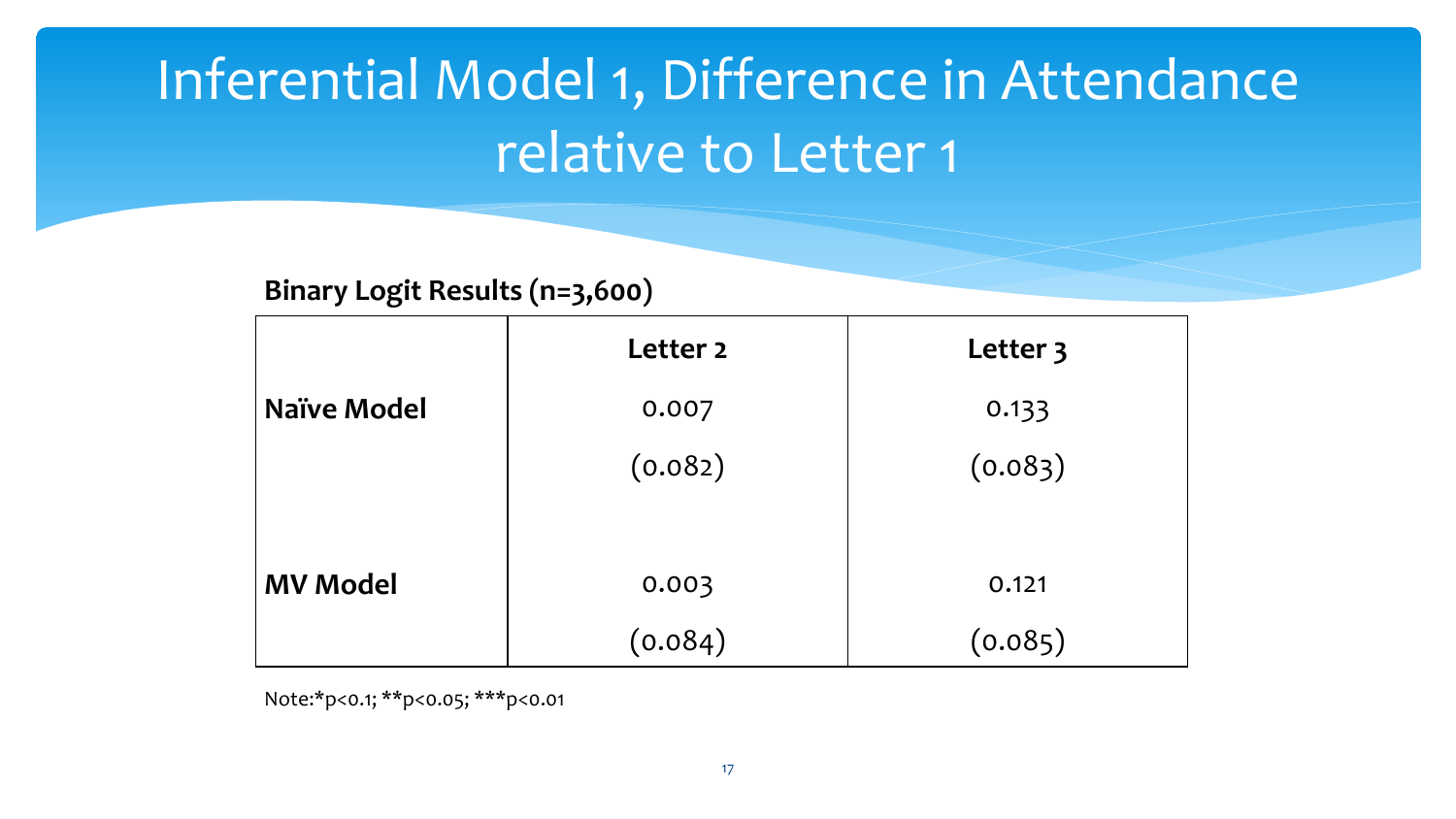# Inferential Model 1, Difference in Attendance relative to Letter 1

**Binary Logit Results (n=3,600)**

| | Letter 2 | Letter 3 |
|---|---|---|
| **Naïve Model** | 0.007 | 0.133 |
| | (0.082) | (0.083) |
| **MV Model** | 0.003 | 0.121 |
| | (0.084) | (0.085) |

Note:*p<0.1; **p<0.05; ***p<0.01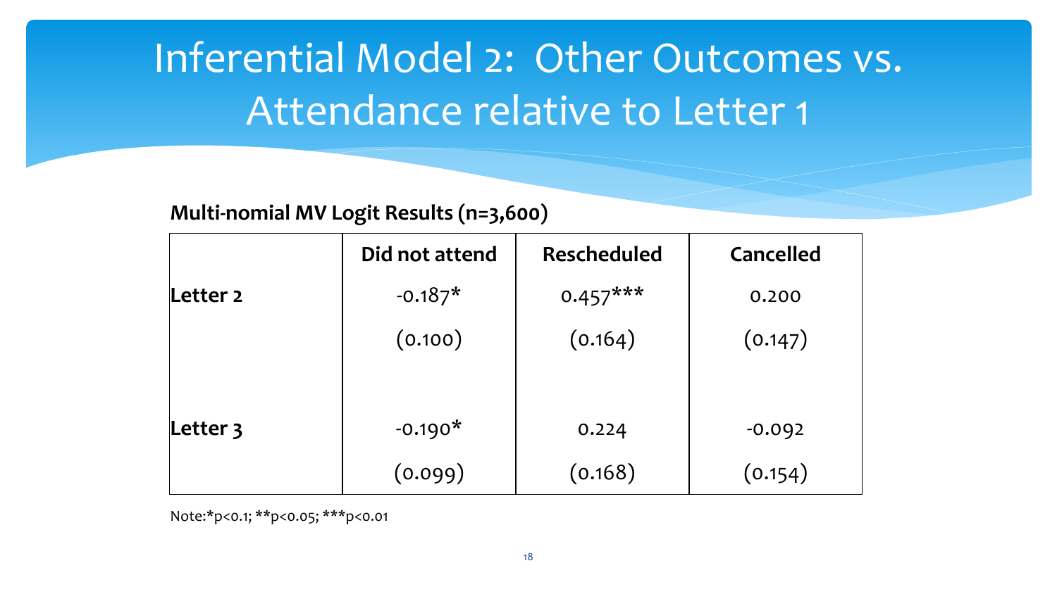# Inferential Model 2: Other Outcomes vs. Attendance relative to Letter 1

**Multi-nomial MV Logit Results (n=3,600)**

| | Did not attend | Rescheduled | Cancelled |
|---|---|---|---|
| Letter 2 | -0.187* | 0.457*** | 0.200 |
| | (0.100) | (0.164) | (0.147) |
| Letter 3 | -0.190* | 0.224 | -0.092 |
| | (0.099) | (0.168) | (0.154) |

Note:*p<0.1; **p<0.05; ***p<0.01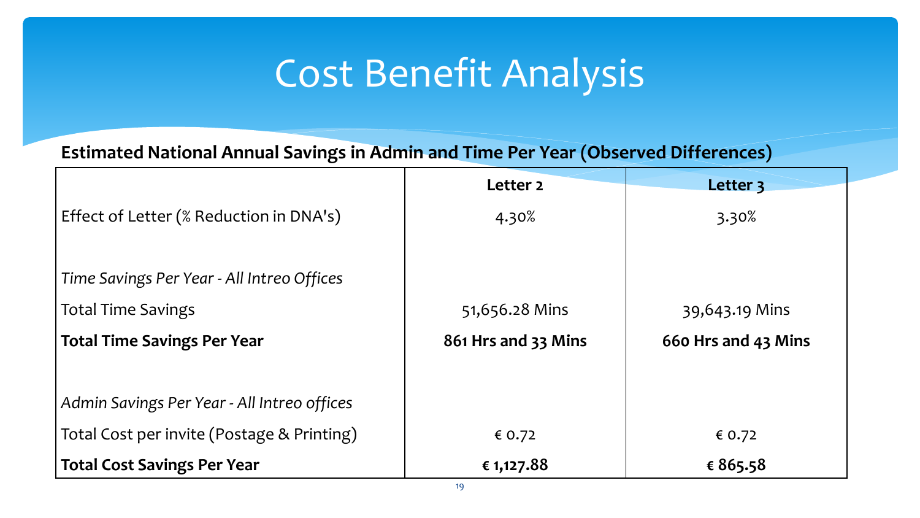# Cost Benefit Analysis

**Estimated National Annual Savings in Admin and Time Per Year (Observed Differences)**

| | **Letter 2** | **Letter 3** |
|---|---|---|
| Effect of Letter (% Reduction in DNA's) | 4.30% | 3.30% |
| | | |
| *Time Savings Per Year - All Intreo Offices* | | |
| Total Time Savings | 51,656.28 Mins | 39,643.19 Mins |
| **Total Time Savings Per Year** | **861 Hrs and 33 Mins** | **660 Hrs and 43 Mins** |
| | | |
| *Admin Savings Per Year - All Intreo offices* | | |
| Total Cost per invite (Postage & Printing) | € 0.72 | € 0.72 |
| **Total Cost Savings Per Year** | **€ 1,127.88** | **€ 865.58** |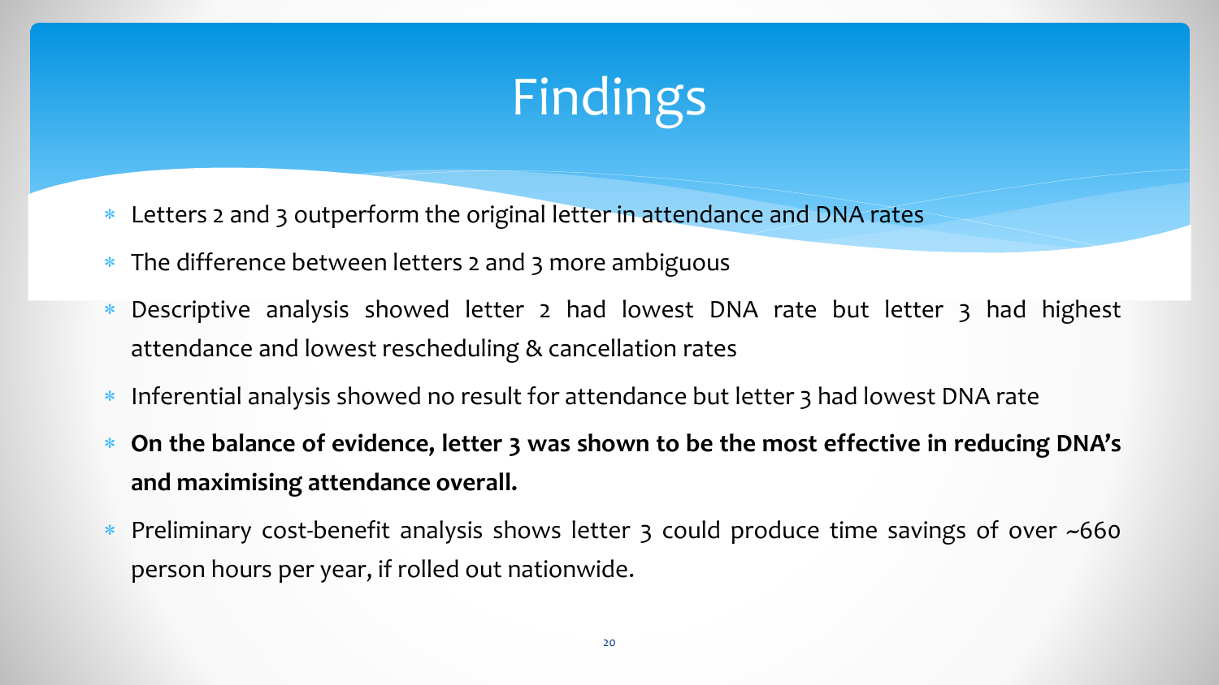# Findings

- Letters 2 and 3 outperform the original letter in attendance and DNA rates
- The difference between letters 2 and 3 more ambiguous
- Descriptive analysis showed letter 2 had lowest DNA rate but letter 3 had highest attendance and lowest rescheduling & cancellation rates
- Inferential analysis showed no result for attendance but letter 3 had lowest DNA rate
- **On the balance of evidence, letter 3 was shown to be the most effective in reducing DNA's and maximising attendance overall.**
- Preliminary cost-benefit analysis shows letter 3 could produce time savings of over ~660 person hours per year, if rolled out nationwide.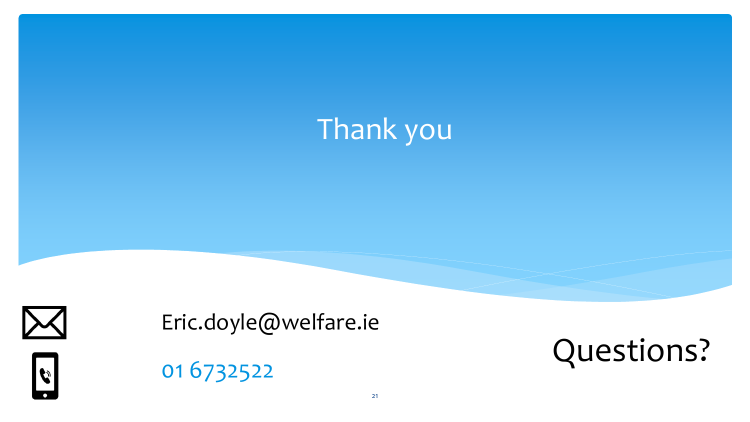# Thank you

Eric.doyle@welfare.ie

01 6732522

Questions?